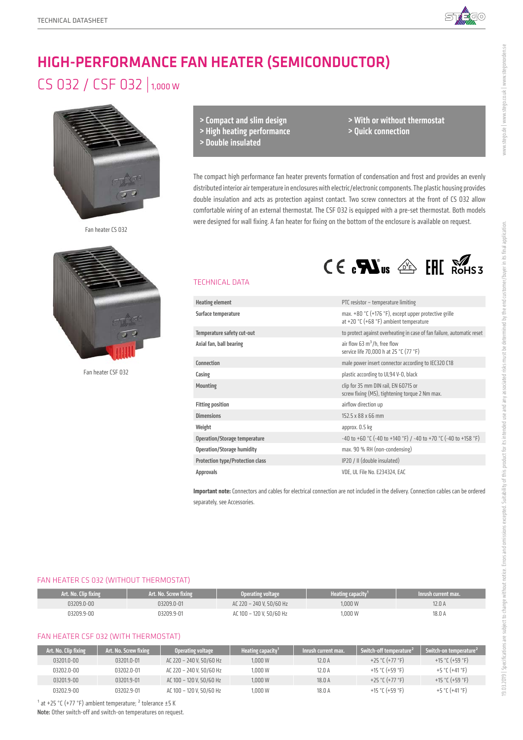TECHNICAL DATASHEET

# HIGH-PERFORMANCE FAN HEATER (SEMICONDUCTOR)

## CS 032 / CSF 032 | 1,000 W

Fan heater CS 032

Fan heater CSF 032

- > Compact and slim design
- > High heating performance
- > Double insulated
- > With or without thermostat
- > Quick connection

The compact high performance fan heater prevents formation of condensation and frost and provides an evenly distributed interior air temperature in enclosures with electric/electronic components. The plastic housing provides double insulation and acts as protection against contact. Two screw connectors at the front of CS 032 allow comfortable wiring of an external thermostat. The CSF 032 is equipped with a pre-set thermostat. Both models were designed for wall fixing. A fan heater for fixing on the bottom of the enclosure is available on request.

### TECHNICAL DATA

| | |
|---|---|
| **Heating element** | PTC resistor – temperature limiting |
| **Surface temperature** | max. +80 °C (+176 °F), except upper protective grille at +20 °C (+68 °F) ambient temperature |
| **Temperature safety cut-out** | to protect against overheating in case of fan failure, automatic reset |
| **Axial fan, ball bearing** | air flow 63 m³/h, free flow service life 70,000 h at 25 °C (77 °F) |
| **Connection** | male power insert connector according to IEC320 C18 |
| **Casing** | plastic according to UL94 V-0, black |
| **Mounting** | clip for 35 mm DIN rail, EN 60715 or screw fixing (M5), tightening torque 2 Nm max. |
| **Fitting position** | airflow direction up |
| **Dimensions** | 152.5 x 88 x 66 mm |
| **Weight** | approx. 0.5 kg |
| **Operation/Storage temperature** | -40 to +60 °C (-40 to +140 °F) / -40 to +70 °C (-40 to +158 °F) |
| **Operation/Storage humidity** | max. 90 % RH (non-condensing) |
| **Protection type/Protection class** | IP20 / II (double insulated) |
| **Approvals** | VDE, UL File No. E234324, EAC |

**Important note:** Connectors and cables for electrical connection are not included in the delivery. Connection cables can be ordered separately, see Accessories.

### FAN HEATER CS 032 (WITHOUT THERMOSTAT)

| Art. No. Clip fixing | Art. No. Screw fixing | Operating voltage | Heating capacity[1] | Inrush current max. |
|---|---|---|---|---|
| 03209.0-00 | 03209.0-01 | AC 220 – 240 V, 50/60 Hz | 1,000 W | 12.0 A |
| 03209.9-00 | 03209.9-01 | AC 100 – 120 V, 50/60 Hz | 1,000 W | 18.0 A |

### FAN HEATER CSF 032 (WITH THERMOSTAT)

| Art. No. Clip fixing | Art. No. Screw fixing | Operating voltage | Heating capacity[1] | Inrush current max. | Switch-off temperature[2] | Switch-on temperature[2] |
|---|---|---|---|---|---|---|
| 03201.0-00 | 03201.0-01 | AC 220 – 240 V, 50/60 Hz | 1,000 W | 12.0 A | +25 °C (+77 °F) | +15 °C (+59 °F) |
| 03202.0-00 | 03202.0-01 | AC 220 – 240 V, 50/60 Hz | 1,000 W | 12.0 A | +15 °C (+59 °F) | +5 °C (+41 °F) |
| 03201.9-00 | 03201.9-01 | AC 100 – 120 V, 50/60 Hz | 1,000 W | 18.0 A | +25 °C (+77 °F) | +15 °C (+59 °F) |
| 03202.9-00 | 03202.9-01 | AC 100 – 120 V, 50/60 Hz | 1,000 W | 18.0 A | +15 °C (+59 °F) | +5 °C (+41 °F) |

[1] at +25 °C (+77 °F) ambient temperature; [2] tolerance ±5 K

**Note:** Other switch-off and switch-on temperatures on request.

19.03.2019 | Specifications are subject to change without notice. Errors and omissions excepted. Suitability of this product for its intended use and any associated risks must be determined by the end customer/buyer in its final application. www.stego.de | www.stego.co.uk | www.stegonorden.se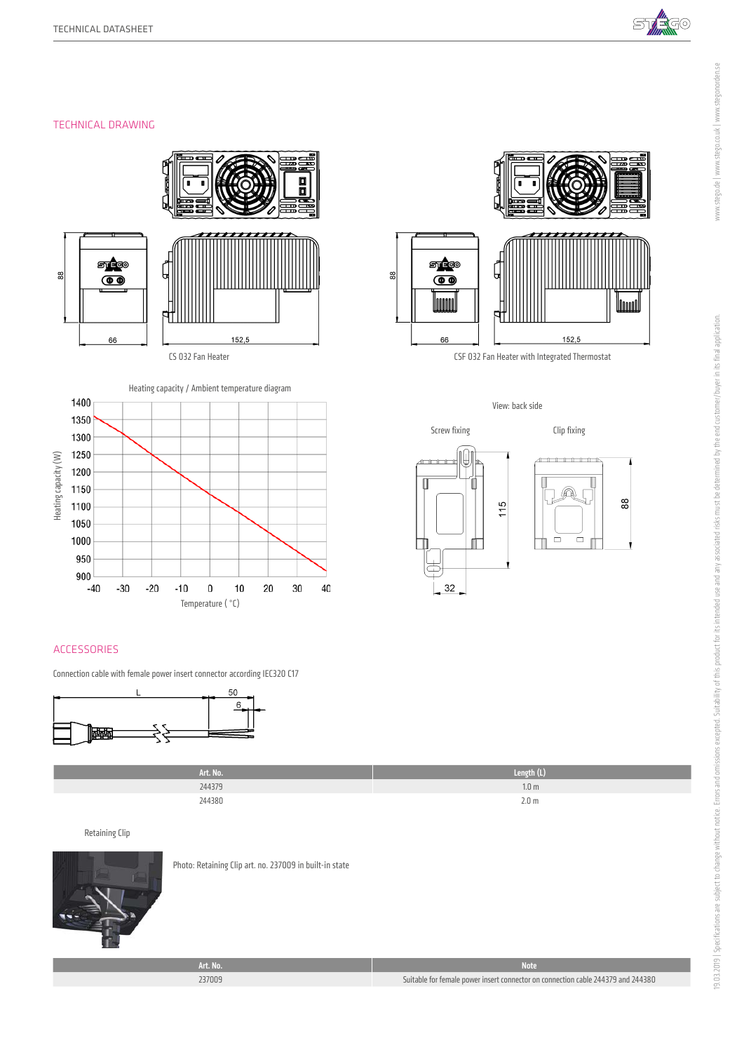## TECHNICAL DRAWING

88

66

152,5

CS 032 Fan Heater

88

66

152,5

CSF 032 Fan Heater with Integrated Thermostat

Heating capacity / Ambient temperature diagram

Heating capacity (W)

1400
1350
1300
1250
1200
1150
1100
1050
1000
950
900

-40 -30 -20 -10 0 10 20 30 40

Temperature ( °C)

View: back side

Screw fixing

Clip fixing

115

88

32

## ACCESSORIES

Connection cable with female power insert connector according IEC320 C17

L

50

6

| Art. No. | Length (L) |
|---|---|
| 244379 | 1.0 m |
| 244380 | 2.0 m |

Retaining Clip

Photo: Retaining Clip art. no. 237009 in built-in state

| Art. No. | Note |
|---|---|
| 237009 | Suitable for female power insert connector on connection cable 244379 and 244380 |

19.03.2019 | Specifications are subject to change without notice. Errors and omissions excepted. Suitability of this product for its intended use and any associated risks must be determined by the end customer/buyer in its final application.

www.stego.de | www.stego.co.uk | www.stegonorden.se